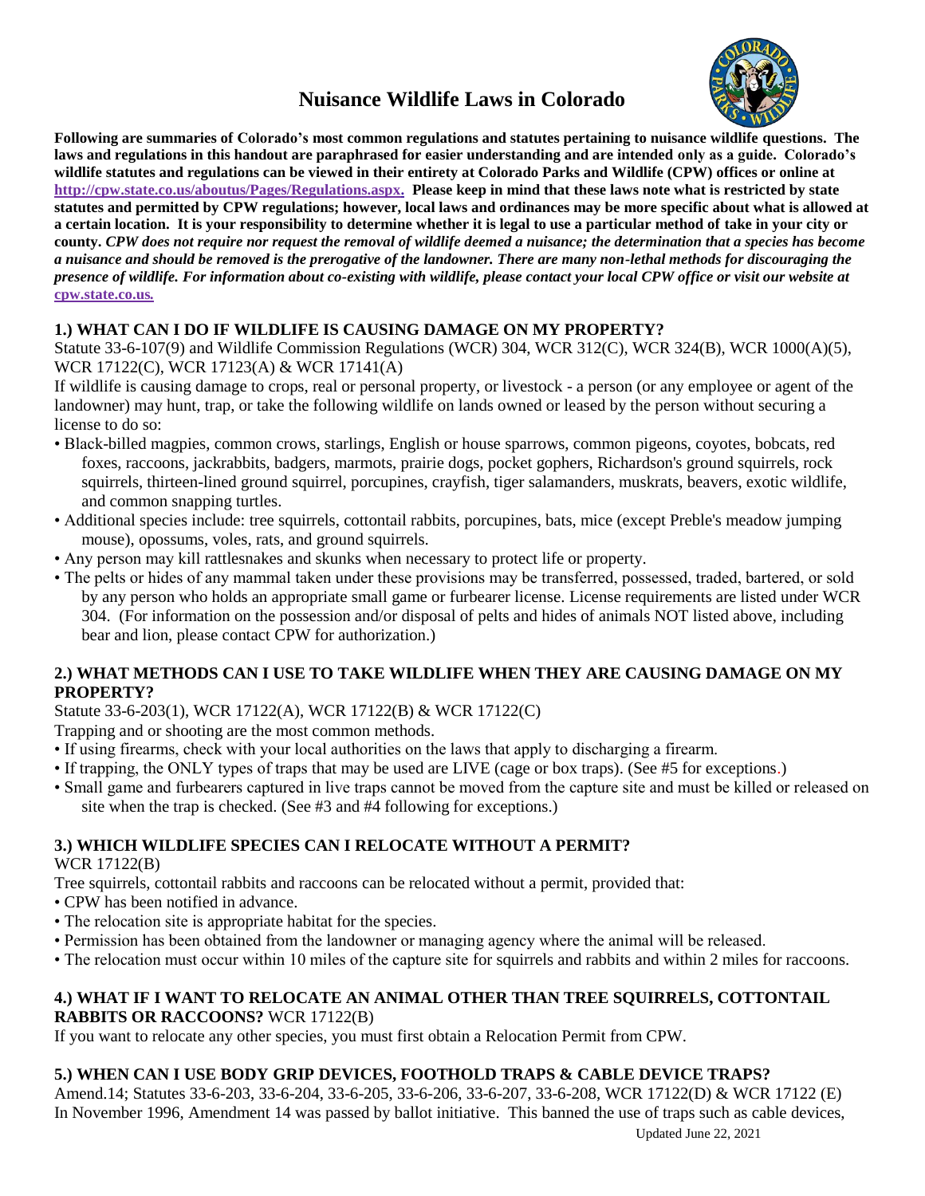# Nuisance Wildlife Laws in Colorado

**Following are summaries of Colorado's most common regulations and statutes pertaining to nuisance wildlife questions. The laws and regulations in this handout are paraphrased for easier understanding and are intended only as a guide. Colorado's wildlife statutes and regulations can be viewed in their entirety at Colorado Parks and Wildlife (CPW) offices or online at [http://cpw.state.co.us/aboutus/Pages/Regulations.aspx.](http://cpw.state.co.us/aboutus/Pages/Regulations.aspx) Please keep in mind that these laws note what is restricted by state statutes and permitted by CPW regulations; however, local laws and ordinances may be more specific about what is allowed at a certain location. It is your responsibility to determine whether it is legal to use a particular method of take in your city or county.** ***CPW does not require nor request the removal of wildlife deemed a nuisance; the determination that a species has become a nuisance and should be removed is the prerogative of the landowner. There are many non-lethal methods for discouraging the presence of wildlife. For information about co-existing with wildlife, please contact your local CPW office or visit our website at [cpw.state.co.us.](http://cpw.state.co.us)***

## 1.) WHAT CAN I DO IF WILDLIFE IS CAUSING DAMAGE ON MY PROPERTY?

Statute 33-6-107(9) and Wildlife Commission Regulations (WCR) 304, WCR 312(C), WCR 324(B), WCR 1000(A)(5), WCR 17122(C), WCR 17123(A) & WCR 17141(A)

If wildlife is causing damage to crops, real or personal property, or livestock - a person (or any employee or agent of the landowner) may hunt, trap, or take the following wildlife on lands owned or leased by the person without securing a license to do so:

- Black-billed magpies, common crows, starlings, English or house sparrows, common pigeons, coyotes, bobcats, red foxes, raccoons, jackrabbits, badgers, marmots, prairie dogs, pocket gophers, Richardson's ground squirrels, rock squirrels, thirteen-lined ground squirrel, porcupines, crayfish, tiger salamanders, muskrats, beavers, exotic wildlife, and common snapping turtles.
- Additional species include: tree squirrels, cottontail rabbits, porcupines, bats, mice (except Preble's meadow jumping mouse), opossums, voles, rats, and ground squirrels.
- Any person may kill rattlesnakes and skunks when necessary to protect life or property.
- The pelts or hides of any mammal taken under these provisions may be transferred, possessed, traded, bartered, or sold by any person who holds an appropriate small game or furbearer license. License requirements are listed under WCR 304. (For information on the possession and/or disposal of pelts and hides of animals NOT listed above, including bear and lion, please contact CPW for authorization.)

## 2.) WHAT METHODS CAN I USE TO TAKE WILDLIFE WHEN THEY ARE CAUSING DAMAGE ON MY PROPERTY?

Statute 33-6-203(1), WCR 17122(A), WCR 17122(B) & WCR 17122(C)

Trapping and or shooting are the most common methods.

- If using firearms, check with your local authorities on the laws that apply to discharging a firearm.
- If trapping, the ONLY types of traps that may be used are LIVE (cage or box traps). (See #5 for exceptions.)
- Small game and furbearers captured in live traps cannot be moved from the capture site and must be killed or released on site when the trap is checked. (See #3 and #4 following for exceptions.)

## 3.) WHICH WILDLIFE SPECIES CAN I RELOCATE WITHOUT A PERMIT?

WCR 17122(B)

Tree squirrels, cottontail rabbits and raccoons can be relocated without a permit, provided that:

- CPW has been notified in advance.
- The relocation site is appropriate habitat for the species.
- Permission has been obtained from the landowner or managing agency where the animal will be released.
- The relocation must occur within 10 miles of the capture site for squirrels and rabbits and within 2 miles for raccoons.

## 4.) WHAT IF I WANT TO RELOCATE AN ANIMAL OTHER THAN TREE SQUIRRELS, COTTONTAIL RABBITS OR RACCOONS? WCR 17122(B)

If you want to relocate any other species, you must first obtain a Relocation Permit from CPW.

## 5.) WHEN CAN I USE BODY GRIP DEVICES, FOOTHOLD TRAPS & CABLE DEVICE TRAPS?

Amend.14; Statutes 33-6-203, 33-6-204, 33-6-205, 33-6-206, 33-6-207, 33-6-208, WCR 17122(D) & WCR 17122 (E)

In November 1996, Amendment 14 was passed by ballot initiative. This banned the use of traps such as cable devices,

Updated June 22, 2021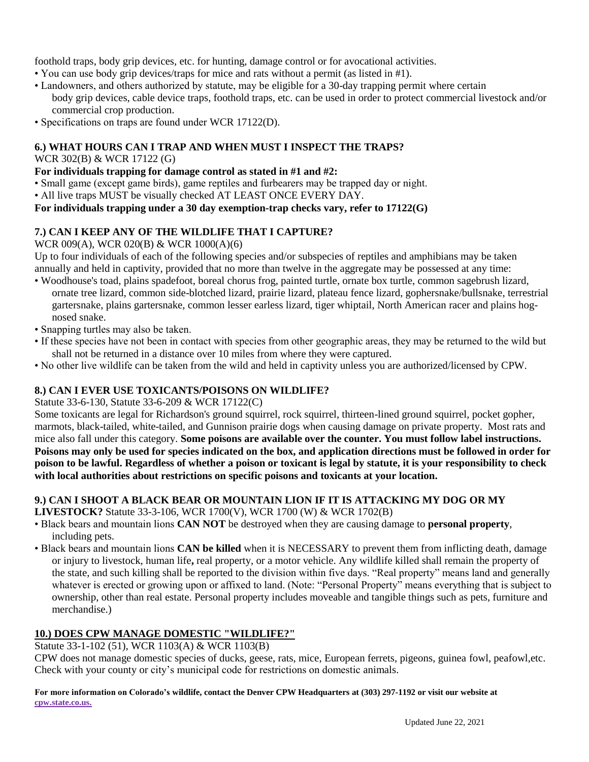foothold traps, body grip devices, etc. for hunting, damage control or for avocational activities.

- You can use body grip devices/traps for mice and rats without a permit (as listed in #1).
- Landowners, and others authorized by statute, may be eligible for a 30-day trapping permit where certain body grip devices, cable device traps, foothold traps, etc. can be used in order to protect commercial livestock and/or commercial crop production.
- Specifications on traps are found under WCR 17122(D).

### 6.) WHAT HOURS CAN I TRAP AND WHEN MUST I INSPECT THE TRAPS?

WCR 302(B) & WCR 17122 (G)

**For individuals trapping for damage control as stated in #1 and #2:**

- Small game (except game birds), game reptiles and furbearers may be trapped day or night.
- All live traps MUST be visually checked AT LEAST ONCE EVERY DAY.

**For individuals trapping under a 30 day exemption-trap checks vary, refer to 17122(G)**

### 7.) CAN I KEEP ANY OF THE WILDLIFE THAT I CAPTURE?

WCR 009(A), WCR 020(B) & WCR 1000(A)(6)

Up to four individuals of each of the following species and/or subspecies of reptiles and amphibians may be taken annually and held in captivity, provided that no more than twelve in the aggregate may be possessed at any time:

- Woodhouse's toad, plains spadefoot, boreal chorus frog, painted turtle, ornate box turtle, common sagebrush lizard, ornate tree lizard, common side-blotched lizard, prairie lizard, plateau fence lizard, gophersnake/bullsnake, terrestrial gartersnake, plains gartersnake, common lesser earless lizard, tiger whiptail, North American racer and plains hog-nosed snake.
- Snapping turtles may also be taken.
- If these species have not been in contact with species from other geographic areas, they may be returned to the wild but shall not be returned in a distance over 10 miles from where they were captured.
- No other live wildlife can be taken from the wild and held in captivity unless you are authorized/licensed by CPW.

### 8.) CAN I EVER USE TOXICANTS/POISONS ON WILDLIFE?

Statute 33-6-130, Statute 33-6-209 & WCR 17122(C)

Some toxicants are legal for Richardson's ground squirrel, rock squirrel, thirteen-lined ground squirrel, pocket gopher, marmots, black-tailed, white-tailed, and Gunnison prairie dogs when causing damage on private property. Most rats and mice also fall under this category. **Some poisons are available over the counter. You must follow label instructions. Poisons may only be used for species indicated on the box, and application directions must be followed in order for poison to be lawful. Regardless of whether a poison or toxicant is legal by statute, it is your responsibility to check with local authorities about restrictions on specific poisons and toxicants at your location.**

### 9.) CAN I SHOOT A BLACK BEAR OR MOUNTAIN LION IF IT IS ATTACKING MY DOG OR MY LIVESTOCK?

Statute 33-3-106, WCR 1700(V), WCR 1700 (W) & WCR 1702(B)

- Black bears and mountain lions **CAN NOT** be destroyed when they are causing damage to **personal property**, including pets.
- Black bears and mountain lions **CAN be killed** when it is NECESSARY to prevent them from inflicting death, damage or injury to livestock, human life**,** real property, or a motor vehicle. Any wildlife killed shall remain the property of the state, and such killing shall be reported to the division within five days. "Real property" means land and generally whatever is erected or growing upon or affixed to land. (Note: "Personal Property" means everything that is subject to ownership, other than real estate. Personal property includes moveable and tangible things such as pets, furniture and merchandise.)

### 10.) DOES CPW MANAGE DOMESTIC "WILDLIFE?"

Statute 33-1-102 (51), WCR 1103(A) & WCR 1103(B)

CPW does not manage domestic species of ducks, geese, rats, mice, European ferrets, pigeons, guinea fowl, peafowl,etc. Check with your county or city's municipal code for restrictions on domestic animals.

**For more information on Colorado's wildlife, contact the Denver CPW Headquarters at (303) 297-1192 or visit our website at cpw.state.co.us.**

Updated June 22, 2021